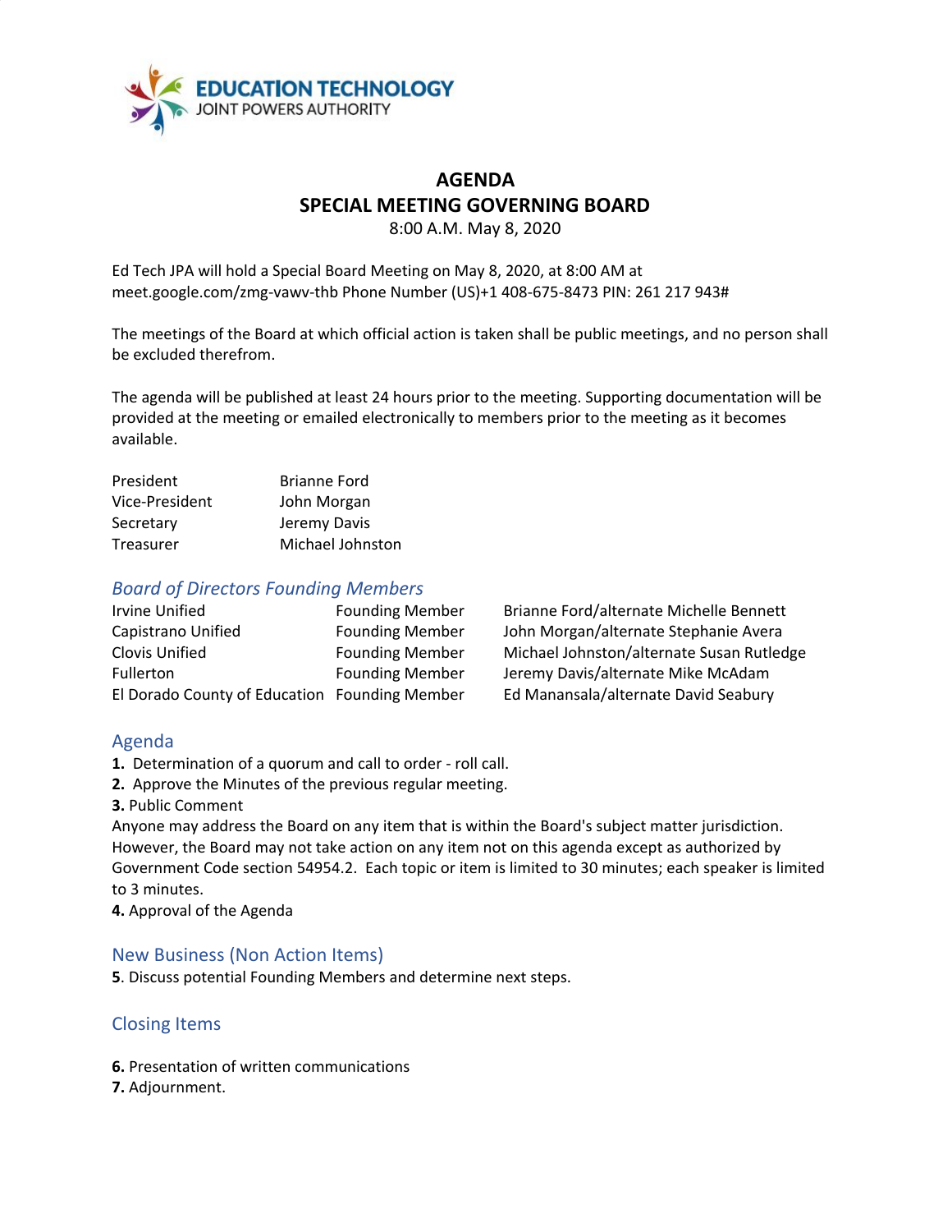EDUCATION TECHNOLOGY
JOINT POWERS AUTHORITY

# AGENDA
# SPECIAL MEETING GOVERNING BOARD

8:00 A.M. May 8, 2020

Ed Tech JPA will hold a Special Board Meeting on May 8, 2020, at 8:00 AM at meet.google.com/zmg-vawv-thb Phone Number (US)+1 408-675-8473 PIN: 261 217 943#

The meetings of the Board at which official action is taken shall be public meetings, and no person shall be excluded therefrom.

The agenda will be published at least 24 hours prior to the meeting. Supporting documentation will be provided at the meeting or emailed electronically to members prior to the meeting as it becomes available.

| | |
|---|---|
| President | Brianne Ford |
| Vice-President | John Morgan |
| Secretary | Jeremy Davis |
| Treasurer | Michael Johnston |

## *Board of Directors Founding Members*

| | | |
|---|---|---|
| Irvine Unified | Founding Member | Brianne Ford/alternate Michelle Bennett |
| Capistrano Unified | Founding Member | John Morgan/alternate Stephanie Avera |
| Clovis Unified | Founding Member | Michael Johnston/alternate Susan Rutledge |
| Fullerton | Founding Member | Jeremy Davis/alternate Mike McAdam |
| El Dorado County of Education | Founding Member | Ed Manansala/alternate David Seabury |

## Agenda

**1.** Determination of a quorum and call to order - roll call.

**2.** Approve the Minutes of the previous regular meeting.

**3.** Public Comment

Anyone may address the Board on any item that is within the Board's subject matter jurisdiction. However, the Board may not take action on any item not on this agenda except as authorized by Government Code section 54954.2. Each topic or item is limited to 30 minutes; each speaker is limited to 3 minutes.

**4.** Approval of the Agenda

## New Business (Non Action Items)

**5**. Discuss potential Founding Members and determine next steps.

## Closing Items

**6.** Presentation of written communications

**7.** Adjournment.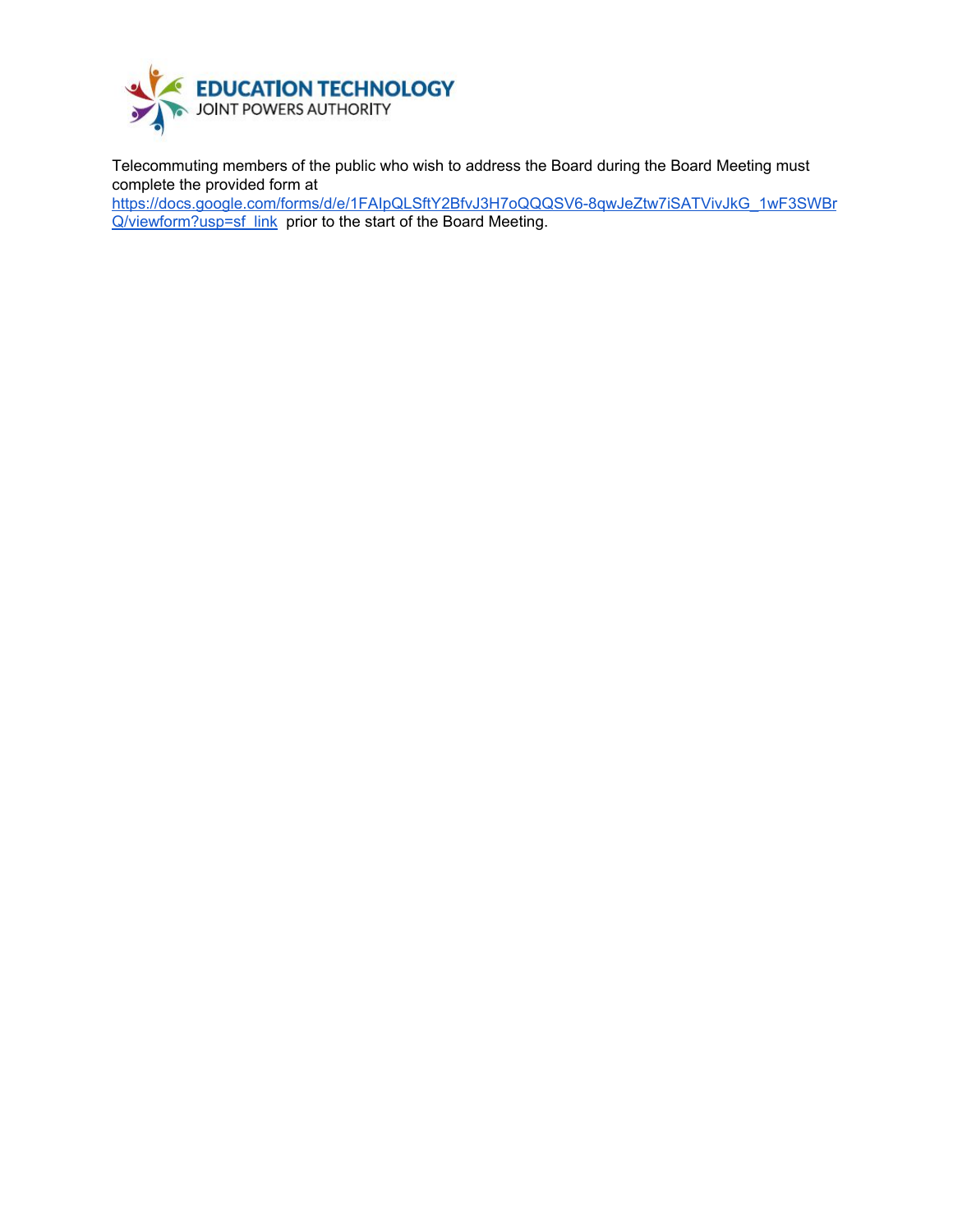EDUCATION TECHNOLOGY
JOINT POWERS AUTHORITY

Telecommuting members of the public who wish to address the Board during the Board Meeting must complete the provided form at https://docs.google.com/forms/d/e/1FAIpQLSftY2BfvJ3H7oQQQSV6-8qwJeZtw7iSATVivJkG_1wF3SWBrQ/viewform?usp=sf_link prior to the start of the Board Meeting.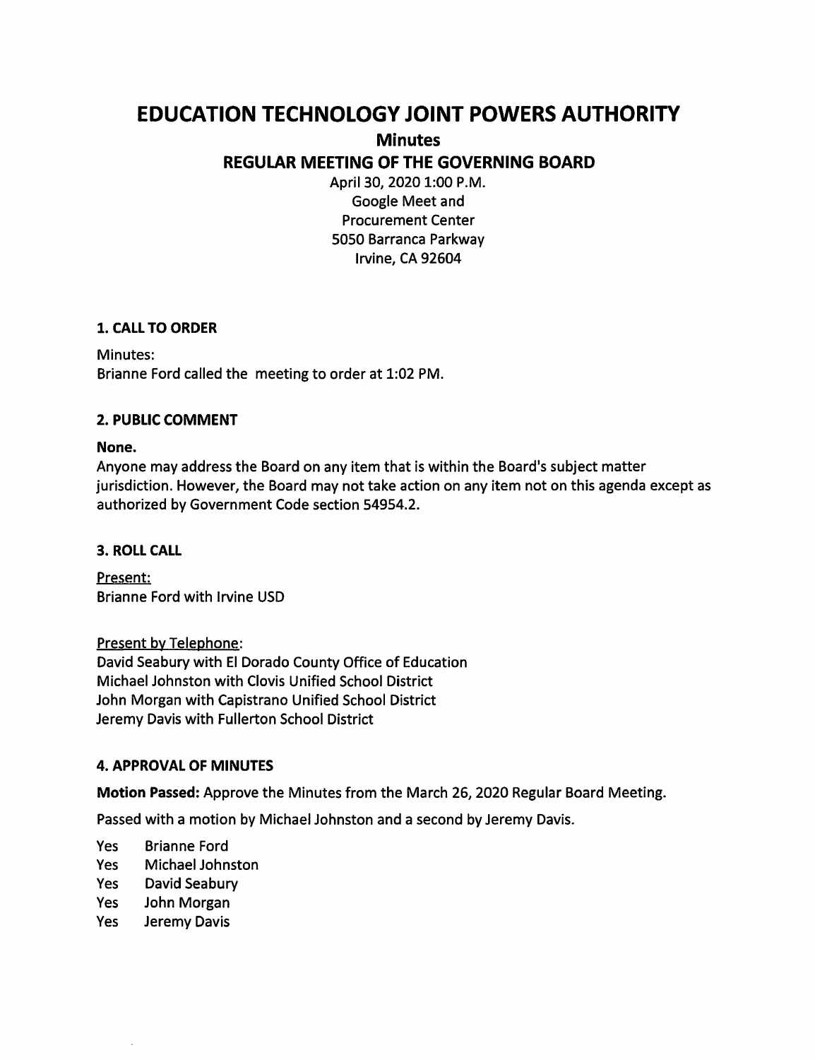# EDUCATION TECHNOLOGY JOINT POWERS AUTHORITY

## Minutes

## REGULAR MEETING OF THE GOVERNING BOARD

April 30, 2020 1:00 P.M.
Google Meet and
Procurement Center
5050 Barranca Parkway
Irvine, CA 92604

### 1. CALL TO ORDER

Minutes:
Brianne Ford called the meeting to order at 1:02 PM.

### 2. PUBLIC COMMENT

**None.**

Anyone may address the Board on any item that is within the Board's subject matter jurisdiction. However, the Board may not take action on any item not on this agenda except as authorized by Government Code section 54954.2.

### 3. ROLL CALL

Present:
Brianne Ford with Irvine USD

Present by Telephone:
David Seabury with El Dorado County Office of Education
Michael Johnston with Clovis Unified School District
John Morgan with Capistrano Unified School District
Jeremy Davis with Fullerton School District

### 4. APPROVAL OF MINUTES

**Motion Passed:** Approve the Minutes from the March 26, 2020 Regular Board Meeting.

Passed with a motion by Michael Johnston and a second by Jeremy Davis.

- Yes Brianne Ford
- Yes Michael Johnston
- Yes David Seabury
- Yes John Morgan
- Yes Jeremy Davis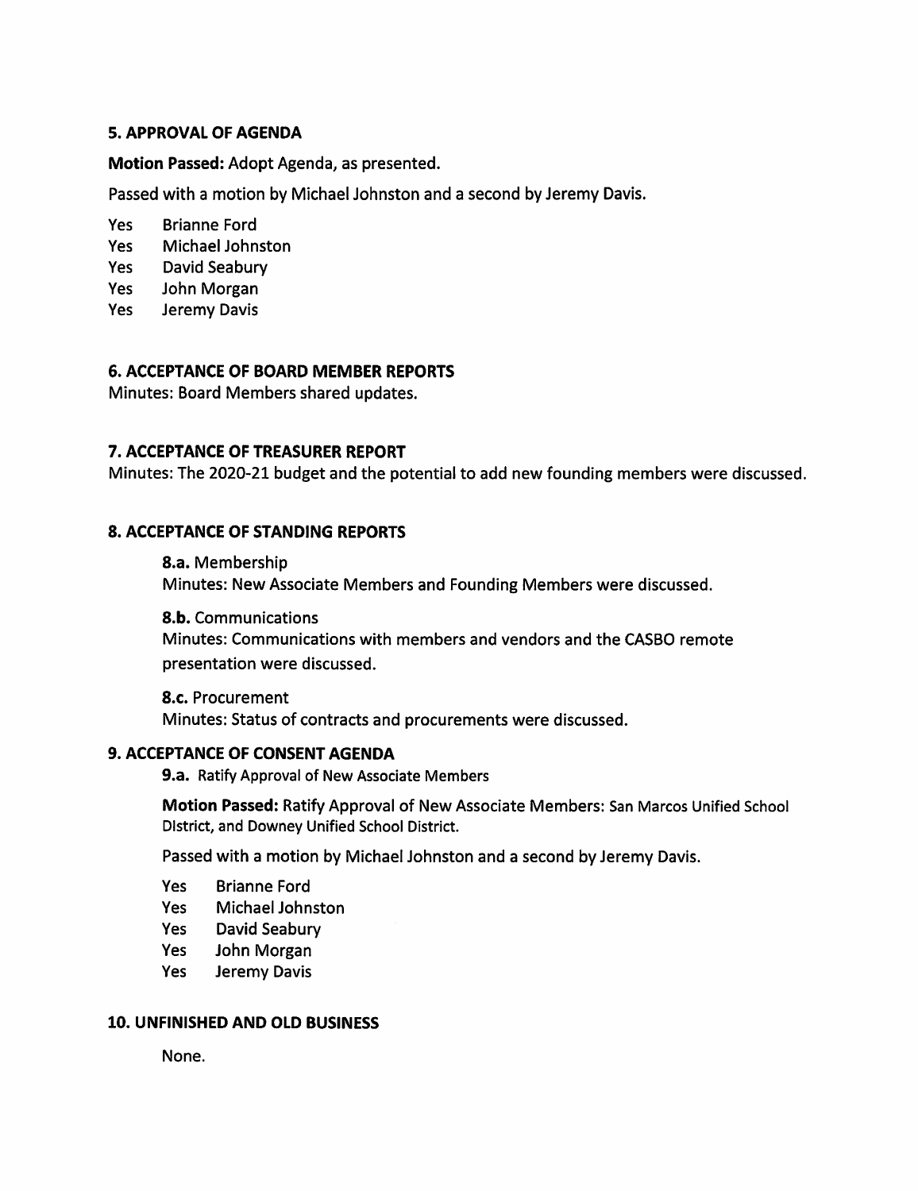### 5. APPROVAL OF AGENDA

**Motion Passed:** Adopt Agenda, as presented.

Passed with a motion by Michael Johnston and a second by Jeremy Davis.

Yes Brianne Ford
Yes Michael Johnston
Yes David Seabury
Yes John Morgan
Yes Jeremy Davis

### 6. ACCEPTANCE OF BOARD MEMBER REPORTS

Minutes: Board Members shared updates.

### 7. ACCEPTANCE OF TREASURER REPORT

Minutes: The 2020-21 budget and the potential to add new founding members were discussed.

### 8. ACCEPTANCE OF STANDING REPORTS

**8.a.** Membership
Minutes: New Associate Members and Founding Members were discussed.

**8.b.** Communications
Minutes: Communications with members and vendors and the CASBO remote presentation were discussed.

**8.c.** Procurement
Minutes: Status of contracts and procurements were discussed.

### 9. ACCEPTANCE OF CONSENT AGENDA

**9.a.** Ratify Approval of New Associate Members

**Motion Passed:** Ratify Approval of New Associate Members: San Marcos Unified School District, and Downey Unified School District.

Passed with a motion by Michael Johnston and a second by Jeremy Davis.

Yes Brianne Ford
Yes Michael Johnston
Yes David Seabury
Yes John Morgan
Yes Jeremy Davis

### 10. UNFINISHED AND OLD BUSINESS

None.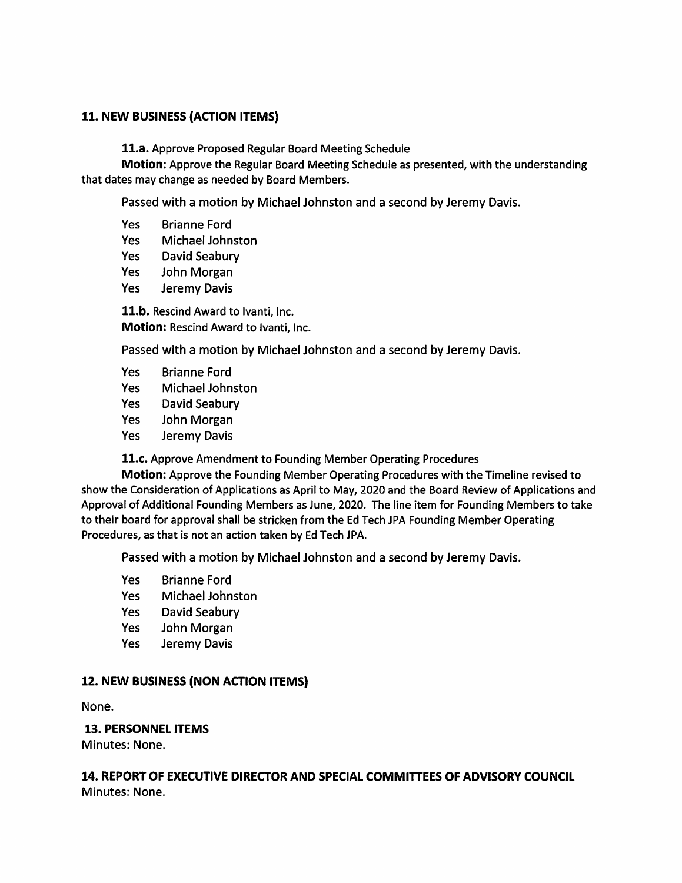## 11. NEW BUSINESS (ACTION ITEMS)

**11.a.** Approve Proposed Regular Board Meeting Schedule

**Motion:** Approve the Regular Board Meeting Schedule as presented, with the understanding that dates may change as needed by Board Members.

Passed with a motion by Michael Johnston and a second by Jeremy Davis.

- Yes Brianne Ford
- Yes Michael Johnston
- Yes David Seabury
- Yes John Morgan
- Yes Jeremy Davis

**11.b.** Rescind Award to Ivanti, Inc.

**Motion:** Rescind Award to Ivanti, Inc.

Passed with a motion by Michael Johnston and a second by Jeremy Davis.

- Yes Brianne Ford
- Yes Michael Johnston
- Yes David Seabury
- Yes John Morgan
- Yes Jeremy Davis

**11.c.** Approve Amendment to Founding Member Operating Procedures

**Motion:** Approve the Founding Member Operating Procedures with the Timeline revised to show the Consideration of Applications as April to May, 2020 and the Board Review of Applications and Approval of Additional Founding Members as June, 2020. The line item for Founding Members to take to their board for approval shall be stricken from the Ed Tech JPA Founding Member Operating Procedures, as that is not an action taken by Ed Tech JPA.

Passed with a motion by Michael Johnston and a second by Jeremy Davis.

- Yes Brianne Ford
- Yes Michael Johnston
- Yes David Seabury
- Yes John Morgan
- Yes Jeremy Davis

## 12. NEW BUSINESS (NON ACTION ITEMS)

None.

## 13. PERSONNEL ITEMS

Minutes: None.

## 14. REPORT OF EXECUTIVE DIRECTOR AND SPECIAL COMMITTEES OF ADVISORY COUNCIL

Minutes: None.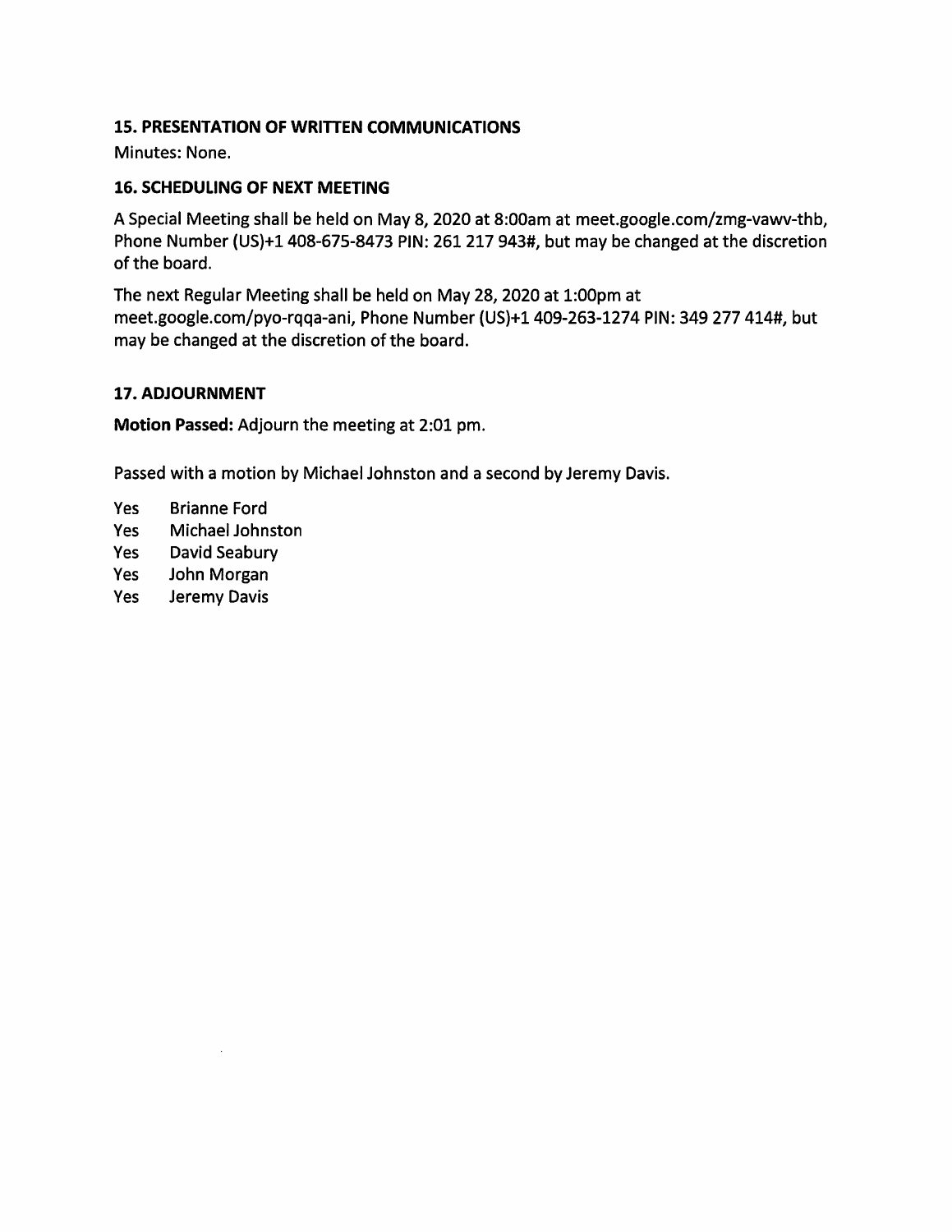## 15. PRESENTATION OF WRITTEN COMMUNICATIONS

Minutes: None.

## 16. SCHEDULING OF NEXT MEETING

A Special Meeting shall be held on May 8, 2020 at 8:00am at meet.google.com/zmg-vawv-thb, Phone Number (US)+1 408-675-8473 PIN: 261 217 943#, but may be changed at the discretion of the board.

The next Regular Meeting shall be held on May 28, 2020 at 1:00pm at meet.google.com/pyo-rqqa-ani, Phone Number (US)+1 409-263-1274 PIN: 349 277 414#, but may be changed at the discretion of the board.

## 17. ADJOURNMENT

**Motion Passed:** Adjourn the meeting at 2:01 pm.

Passed with a motion by Michael Johnston and a second by Jeremy Davis.

| | |
|---|---|
| Yes | Brianne Ford |
| Yes | Michael Johnston |
| Yes | David Seabury |
| Yes | John Morgan |
| Yes | Jeremy Davis |